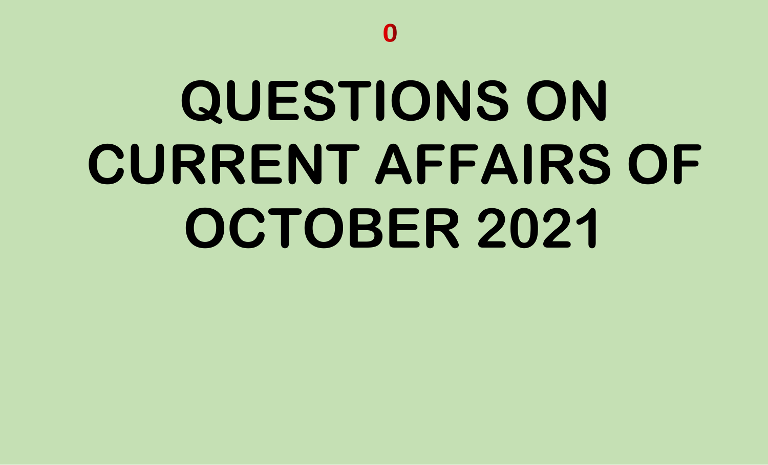# QUESTIONS ON CURRENT AFFAIRS OF OCTOBER 2021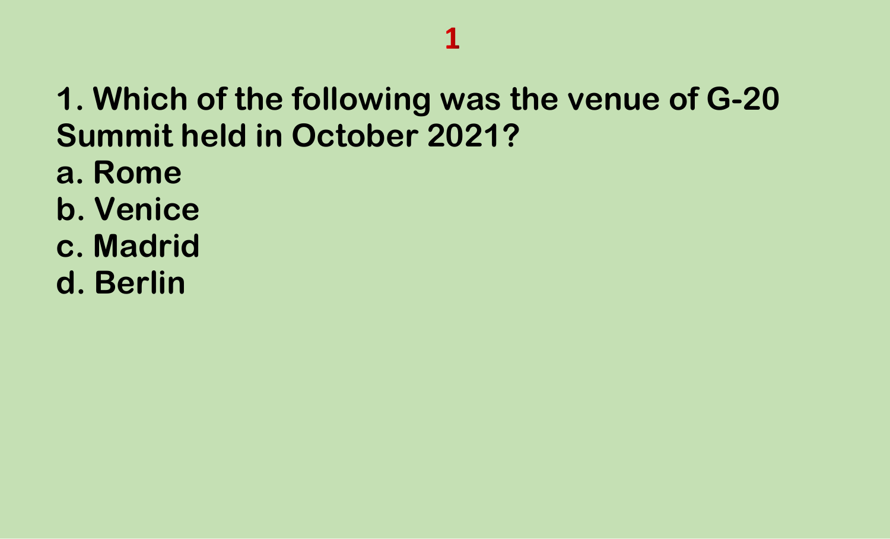**1. Which of the following was the venue of G-20 Summit held in October 2021?**

**a. Rome**

**b. Venice**

**c. Madrid**

**d. Berlin**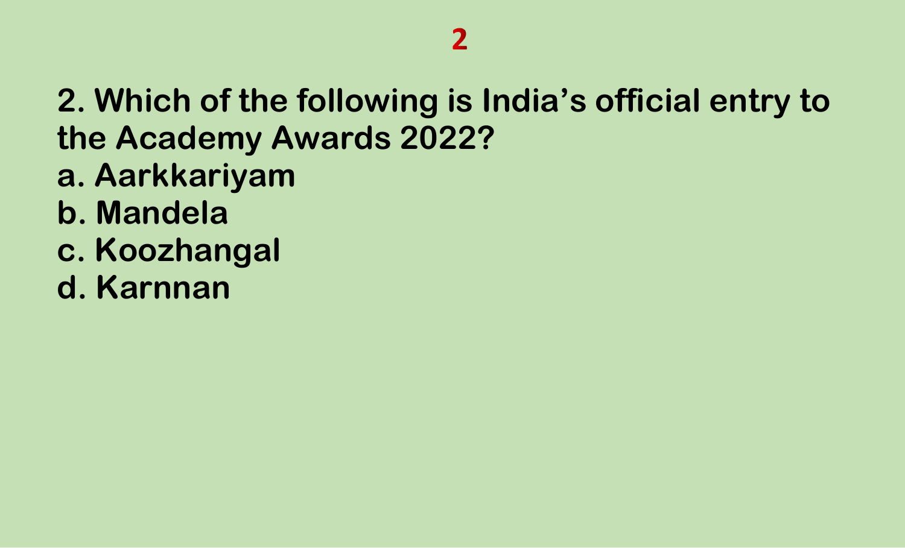**2**

**2. Which of the following is India's official entry to the Academy Awards 2022?**

**a. Aarkkariyam**

**b. Mandela**

**c. Koozhangal**

**d. Karnnan**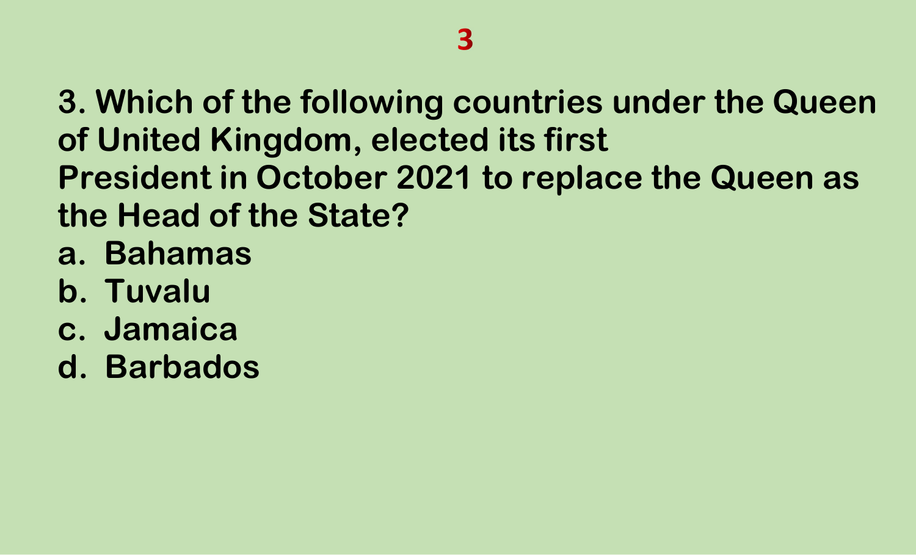# 3

**3. Which of the following countries under the Queen of United Kingdom, elected its first President in October 2021 to replace the Queen as the Head of the State?**

a. **Bahamas**
b. **Tuvalu**
c. **Jamaica**
d. **Barbados**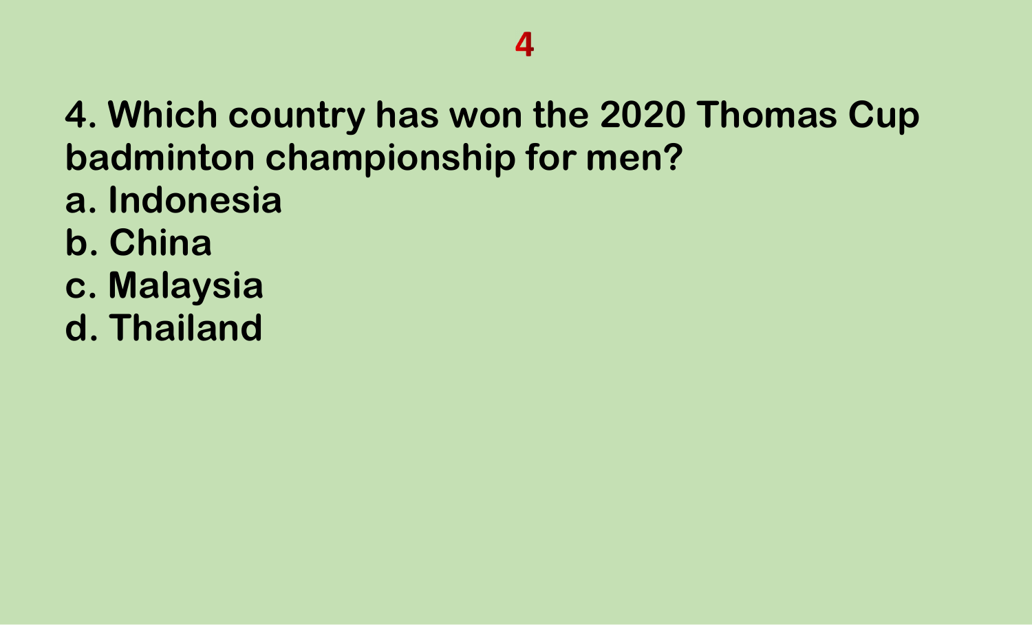**4**

**4. Which country has won the 2020 Thomas Cup badminton championship for men?**

**a. Indonesia**

**b. China**

**c. Malaysia**

**d. Thailand**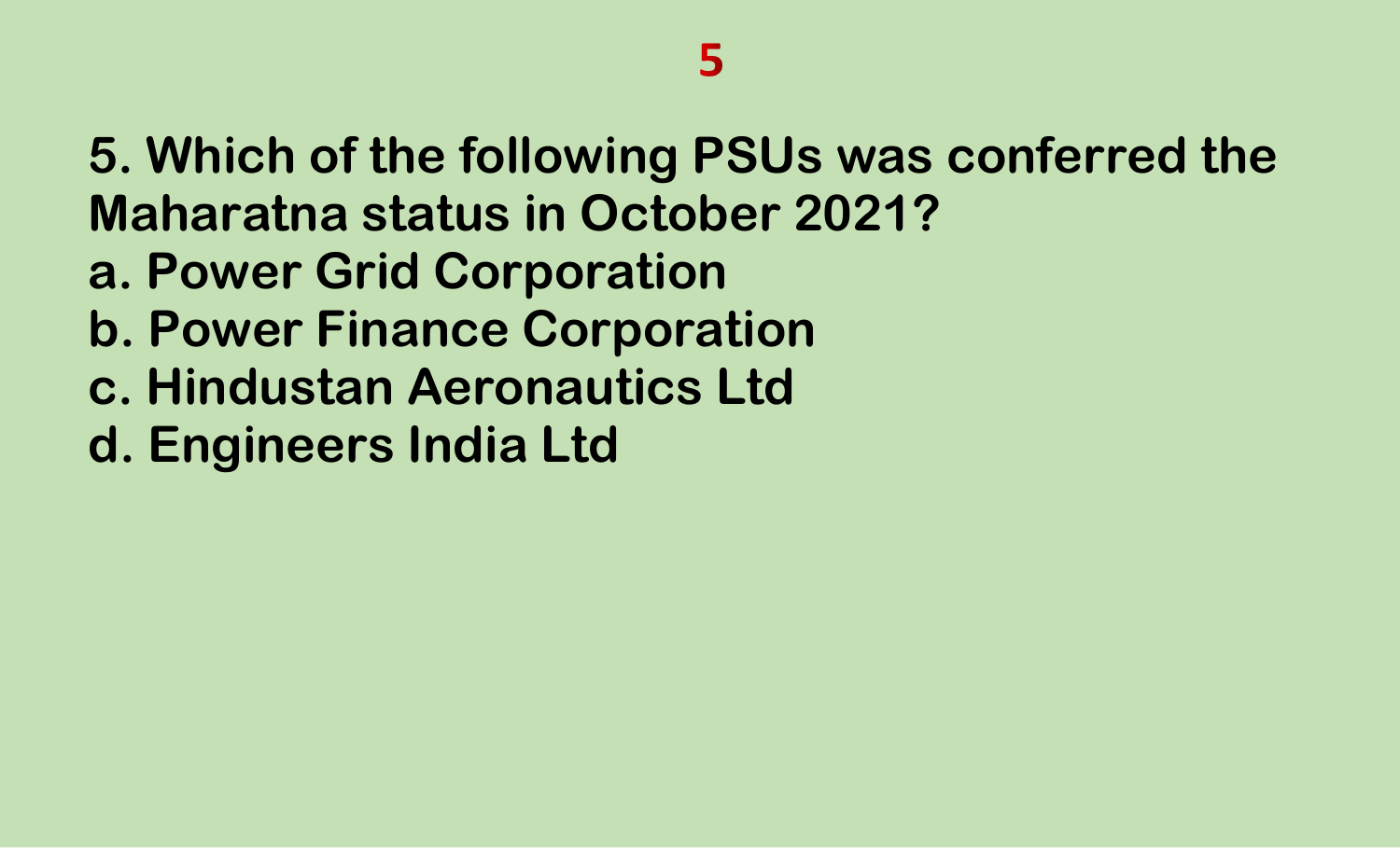**5. Which of the following PSUs was conferred the Maharatna status in October 2021?**

**a. Power Grid Corporation**

**b. Power Finance Corporation**

**c. Hindustan Aeronautics Ltd**

**d. Engineers India Ltd**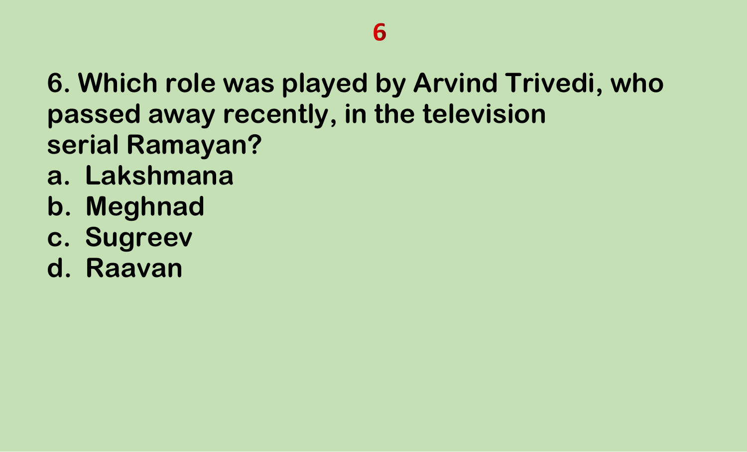# 6

6. Which role was played by Arvind Trivedi, who passed away recently, in the television serial Ramayan?

a. Lakshmana
b. Meghnad
c. Sugreev
d. Raavan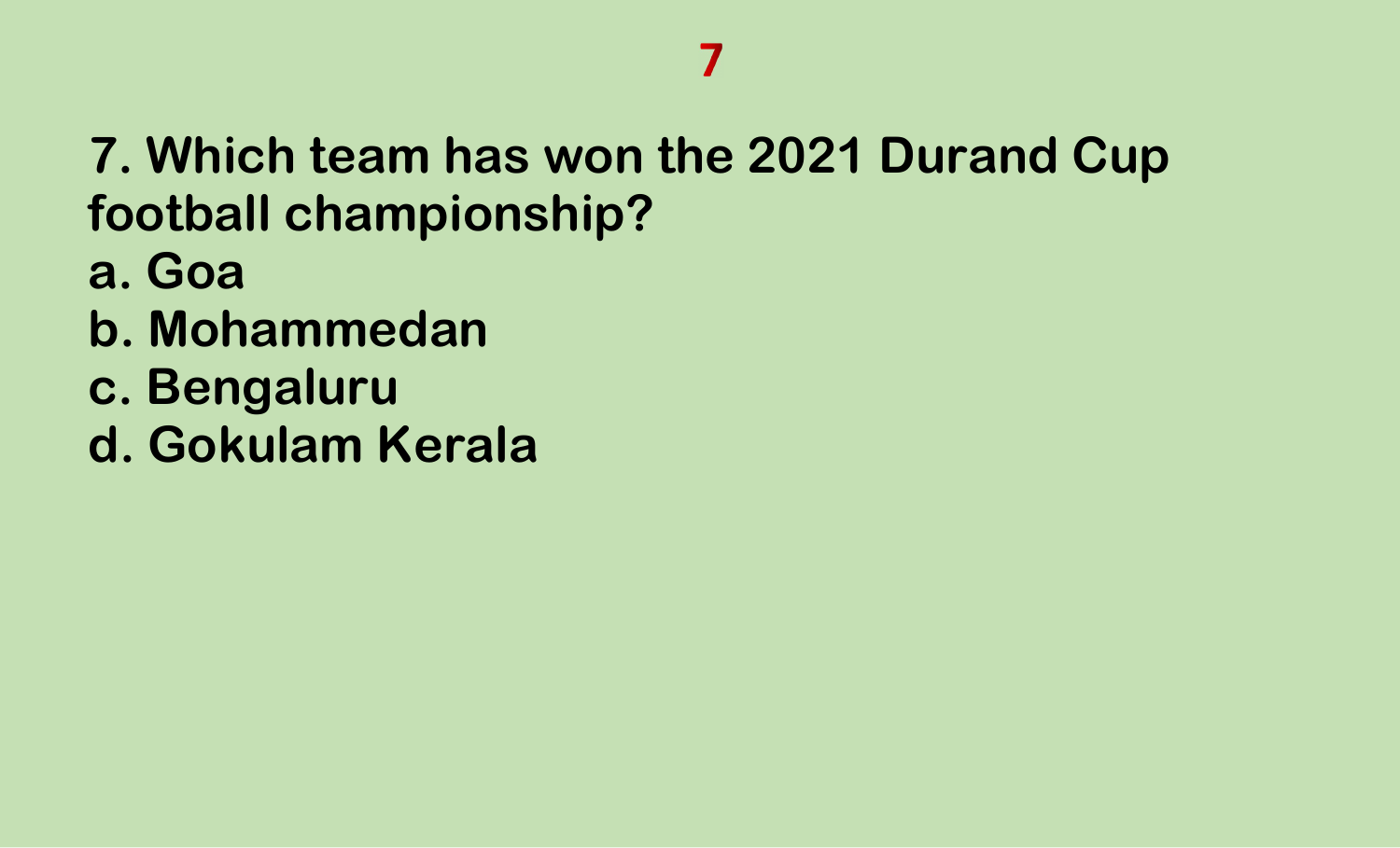7

**7. Which team has won the 2021 Durand Cup football championship?**

**a. Goa**

**b. Mohammedan**

**c. Bengaluru**

**d. Gokulam Kerala**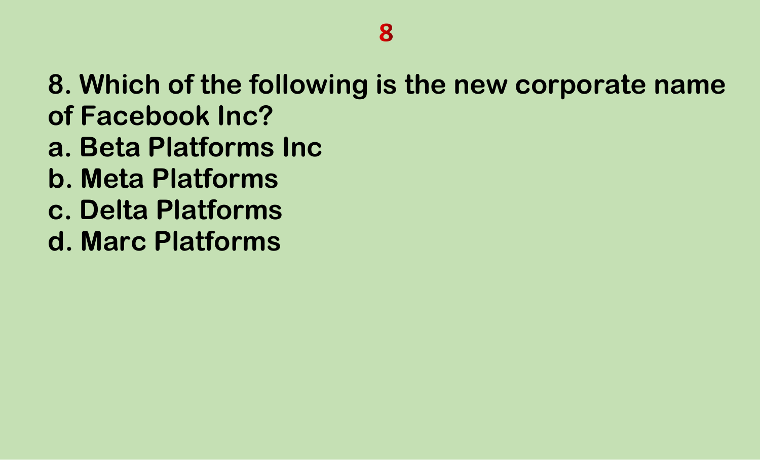# 8

**8. Which of the following is the new corporate name of Facebook Inc?**

**a. Beta Platforms Inc**

**b. Meta Platforms**

**c. Delta Platforms**

**d. Marc Platforms**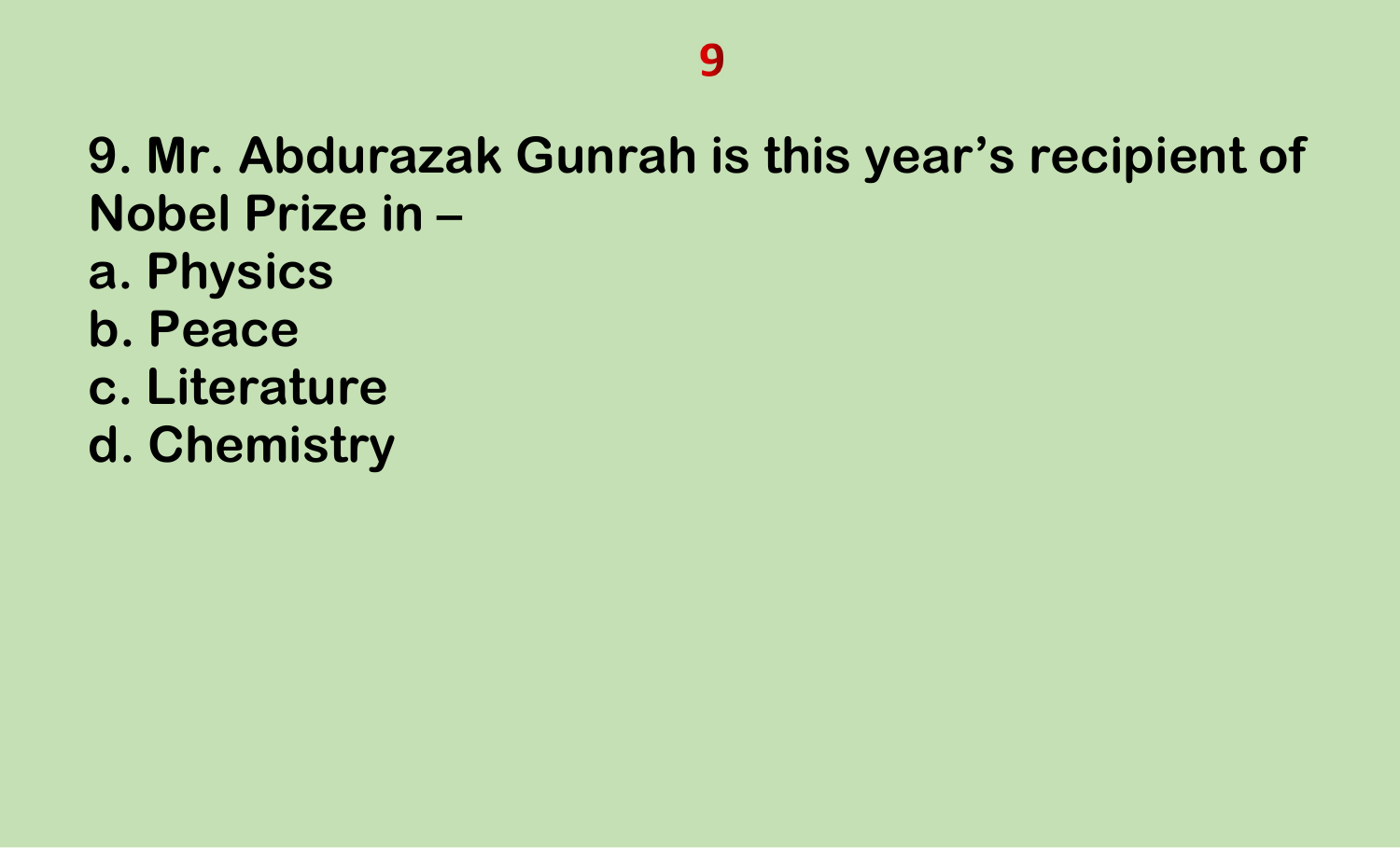9

**9. Mr. Abdurazak Gunrah is this year's recipient of Nobel Prize in –**

**a. Physics**

**b. Peace**

**c. Literature**

**d. Chemistry**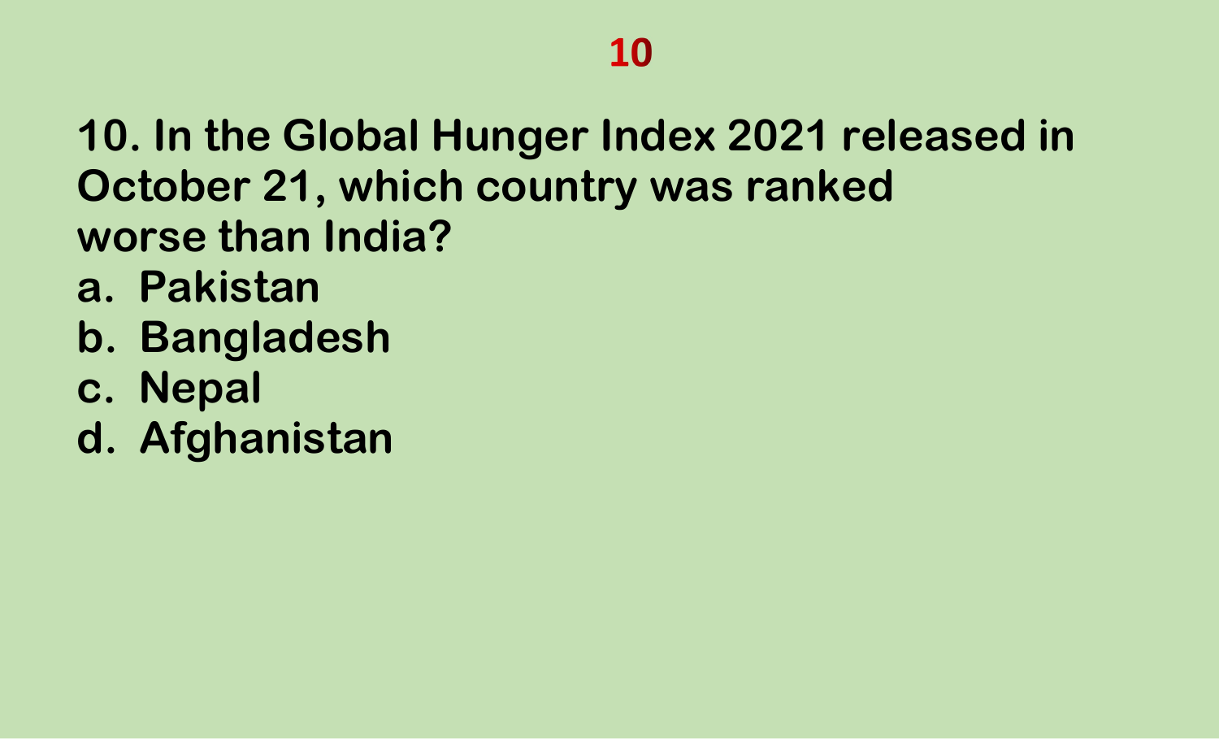# 10

**10. In the Global Hunger Index 2021 released in October 21, which country was ranked worse than India?**

a. Pakistan
b. Bangladesh
c. Nepal
d. Afghanistan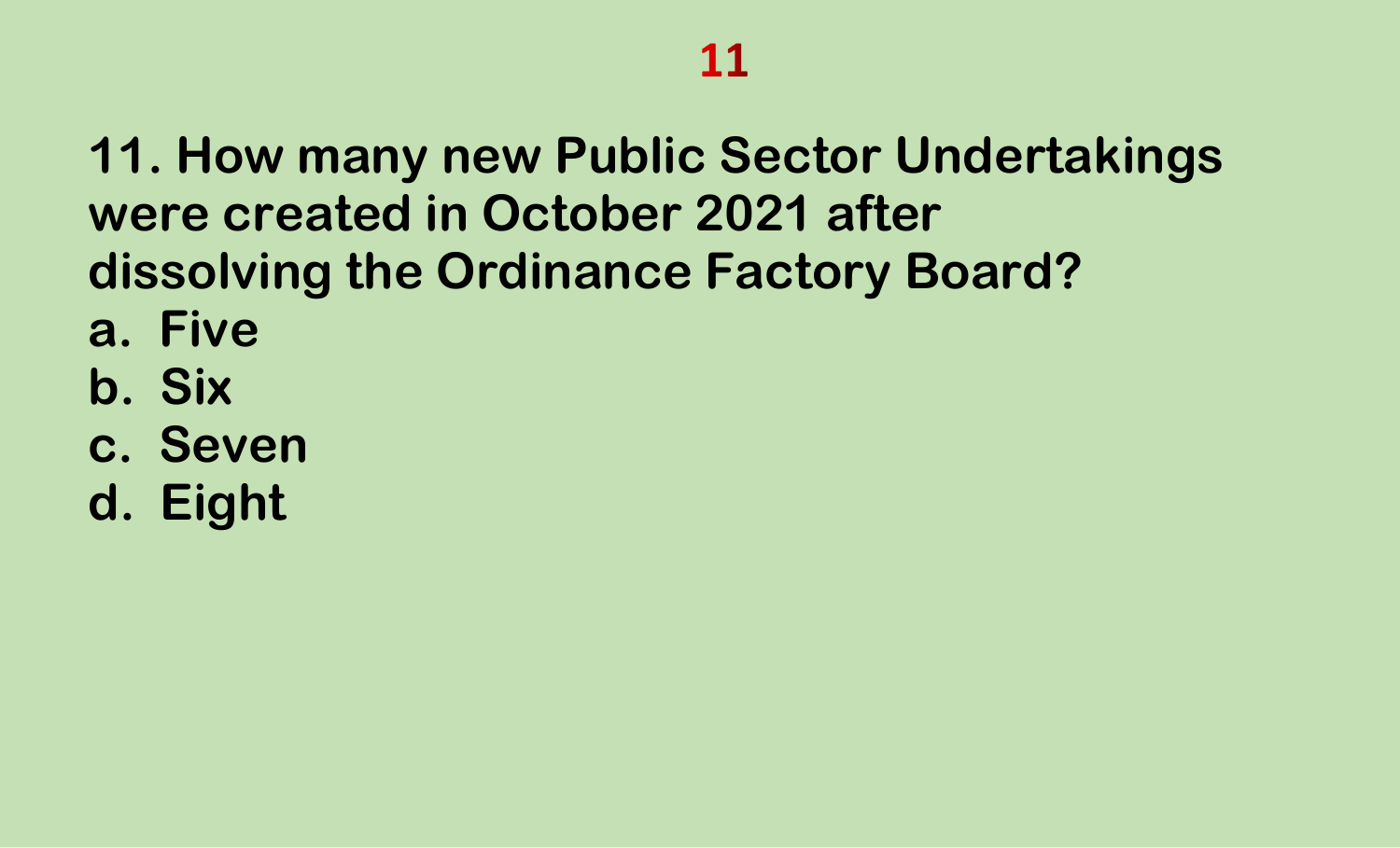# 11

**11. How many new Public Sector Undertakings were created in October 2021 after dissolving the Ordinance Factory Board?**

**a. Five**
**b. Six**
**c. Seven**
**d. Eight**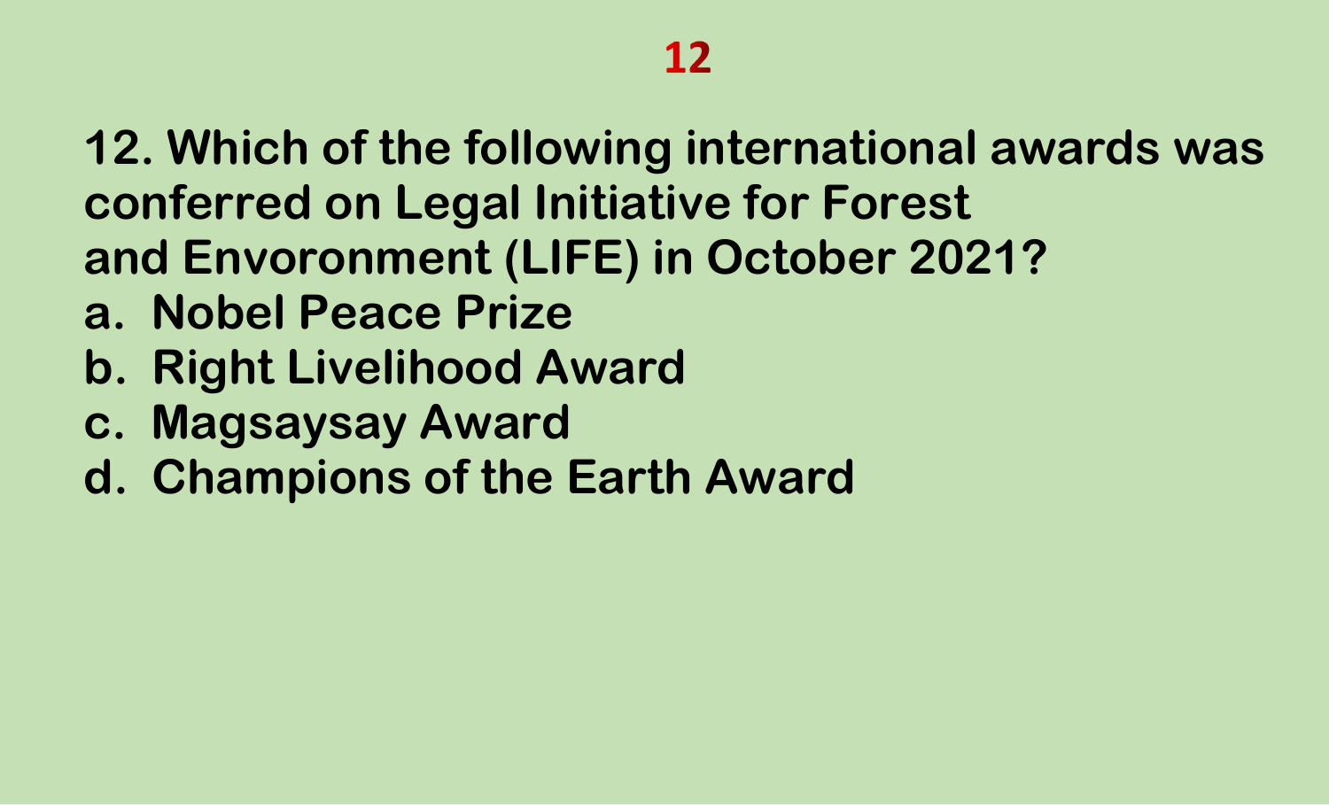# 12

**12. Which of the following international awards was conferred on Legal Initiative for Forest and Envoronment (LIFE) in October 2021?**

a. Nobel Peace Prize
b. Right Livelihood Award
c. Magsaysay Award
d. Champions of the Earth Award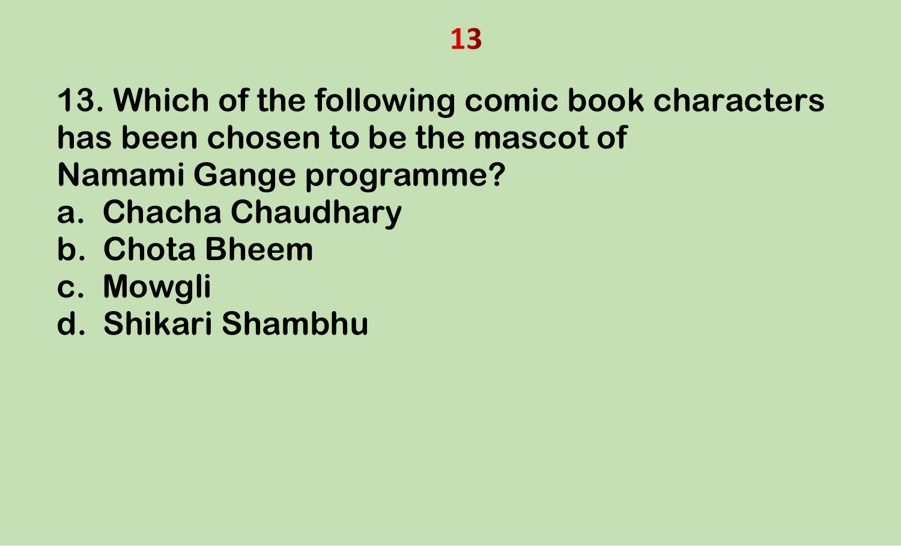# 13

13. Which of the following comic book characters has been chosen to be the mascot of Namami Gange programme?

a. Chacha Chaudhary
b. Chota Bheem
c. Mowgli
d. Shikari Shambhu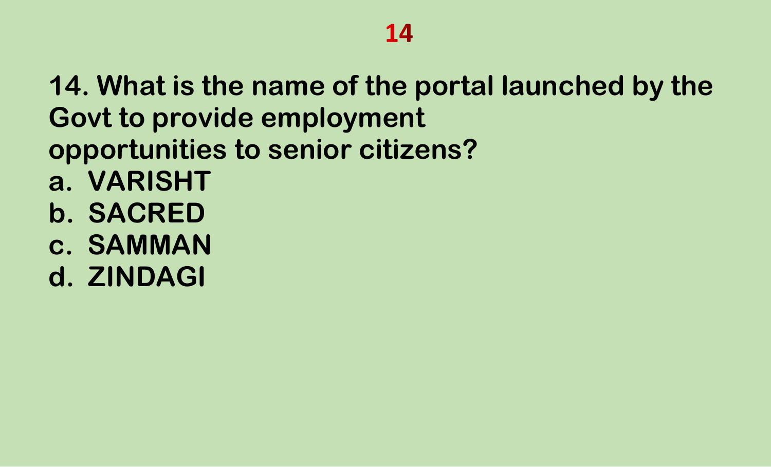## 14

**14. What is the name of the portal launched by the Govt to provide employment opportunities to senior citizens?**

a. VARISHT
b. SACRED
c. SAMMAN
d. ZINDAGI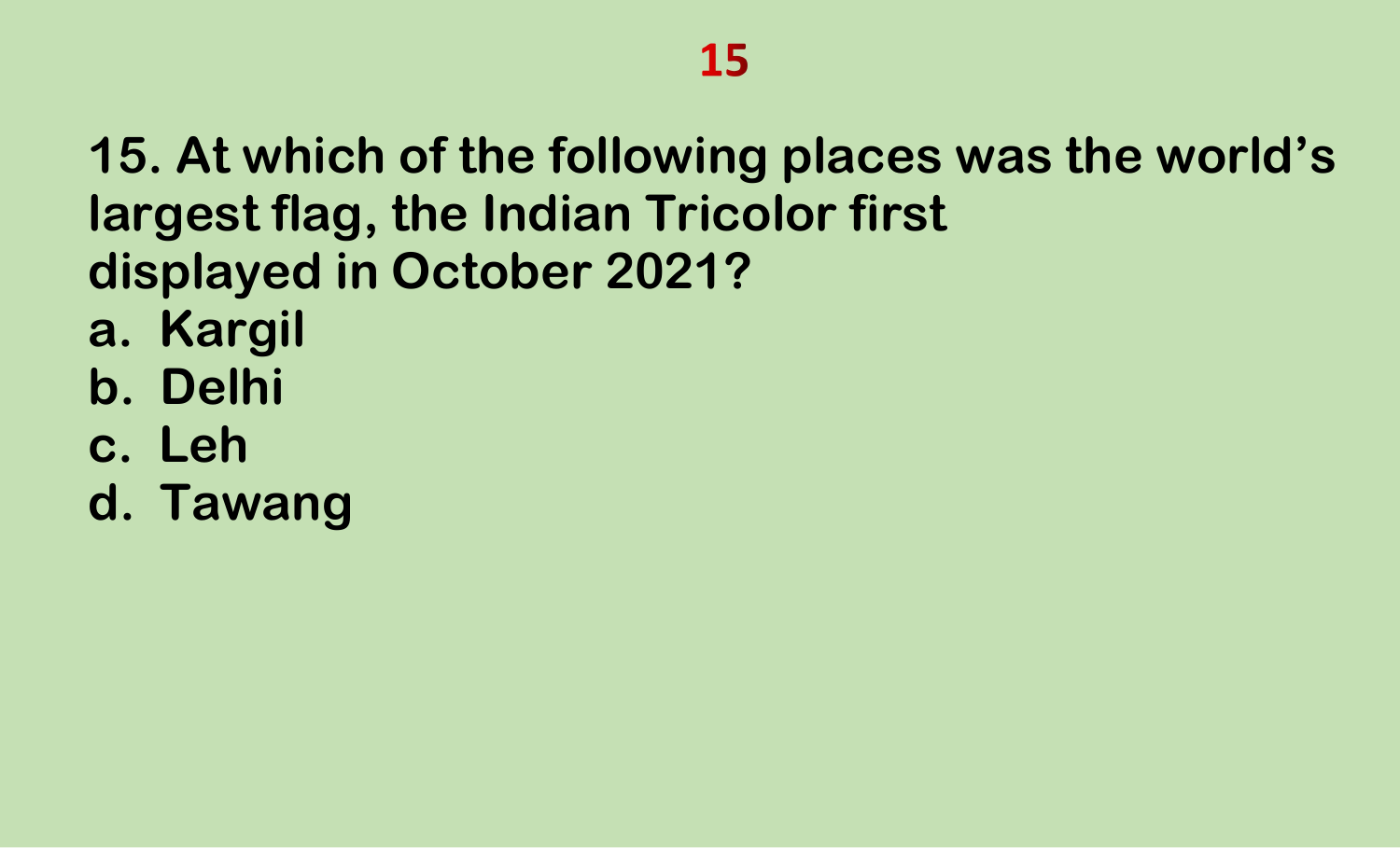# 15

**15. At which of the following places was the world's largest flag, the Indian Tricolor first displayed in October 2021?**

a. Kargil
b. Delhi
c. Leh
d. Tawang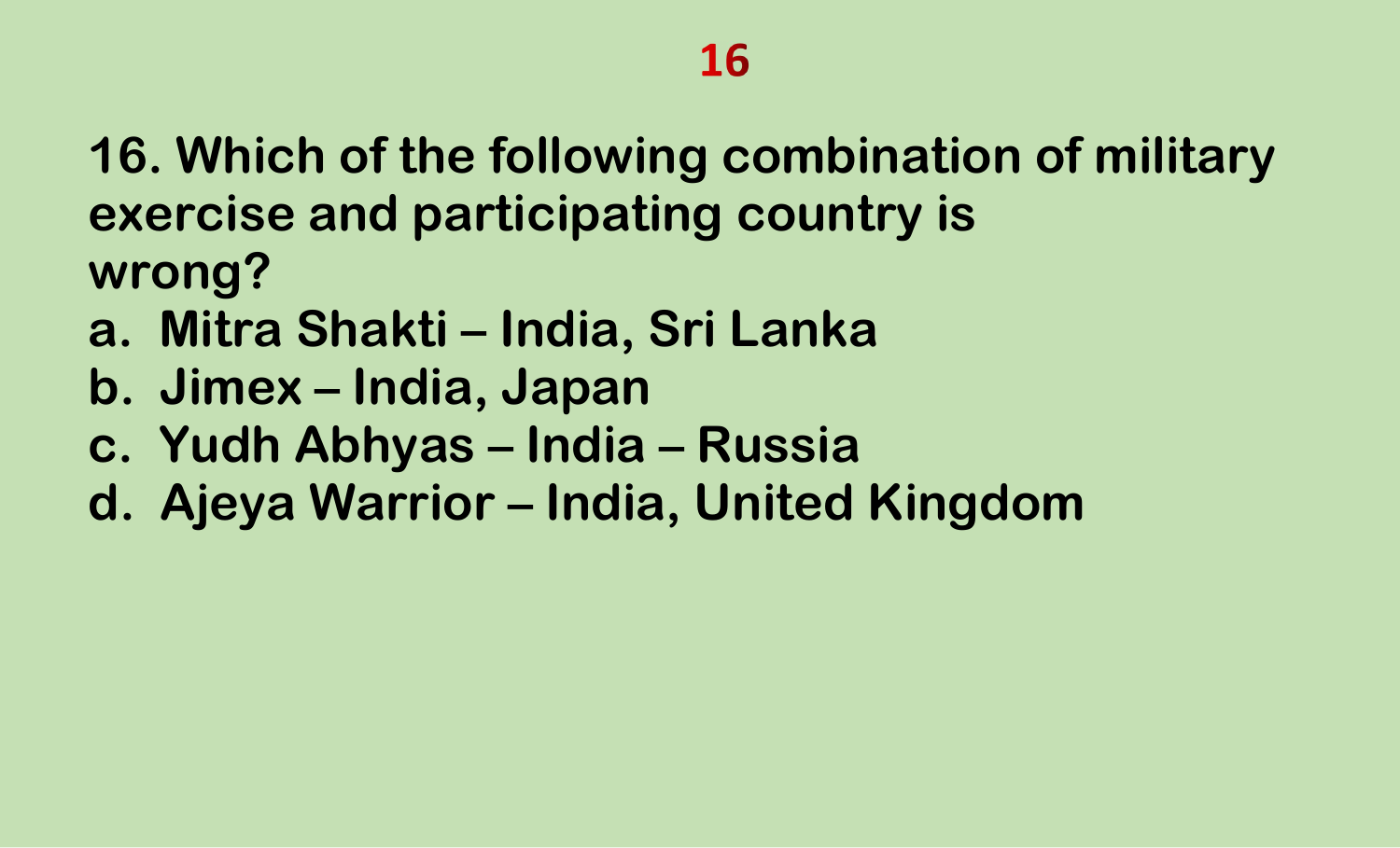# 16

16. Which of the following combination of military exercise and participating country is wrong?

a. Mitra Shakti – India, Sri Lanka
b. Jimex – India, Japan
c. Yudh Abhyas – India – Russia
d. Ajeya Warrior – India, United Kingdom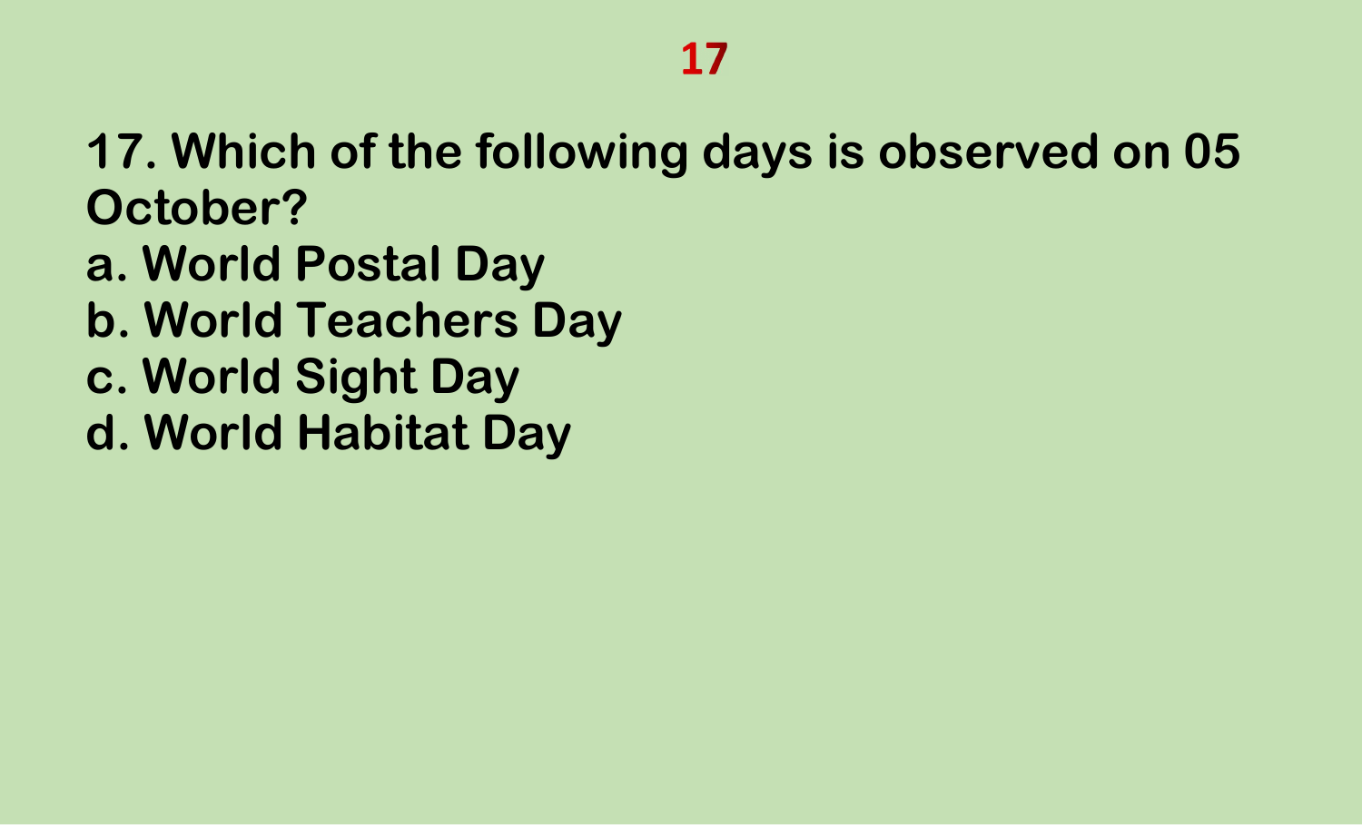# 17

**17. Which of the following days is observed on 05 October?**

**a. World Postal Day**
**b. World Teachers Day**
**c. World Sight Day**
**d. World Habitat Day**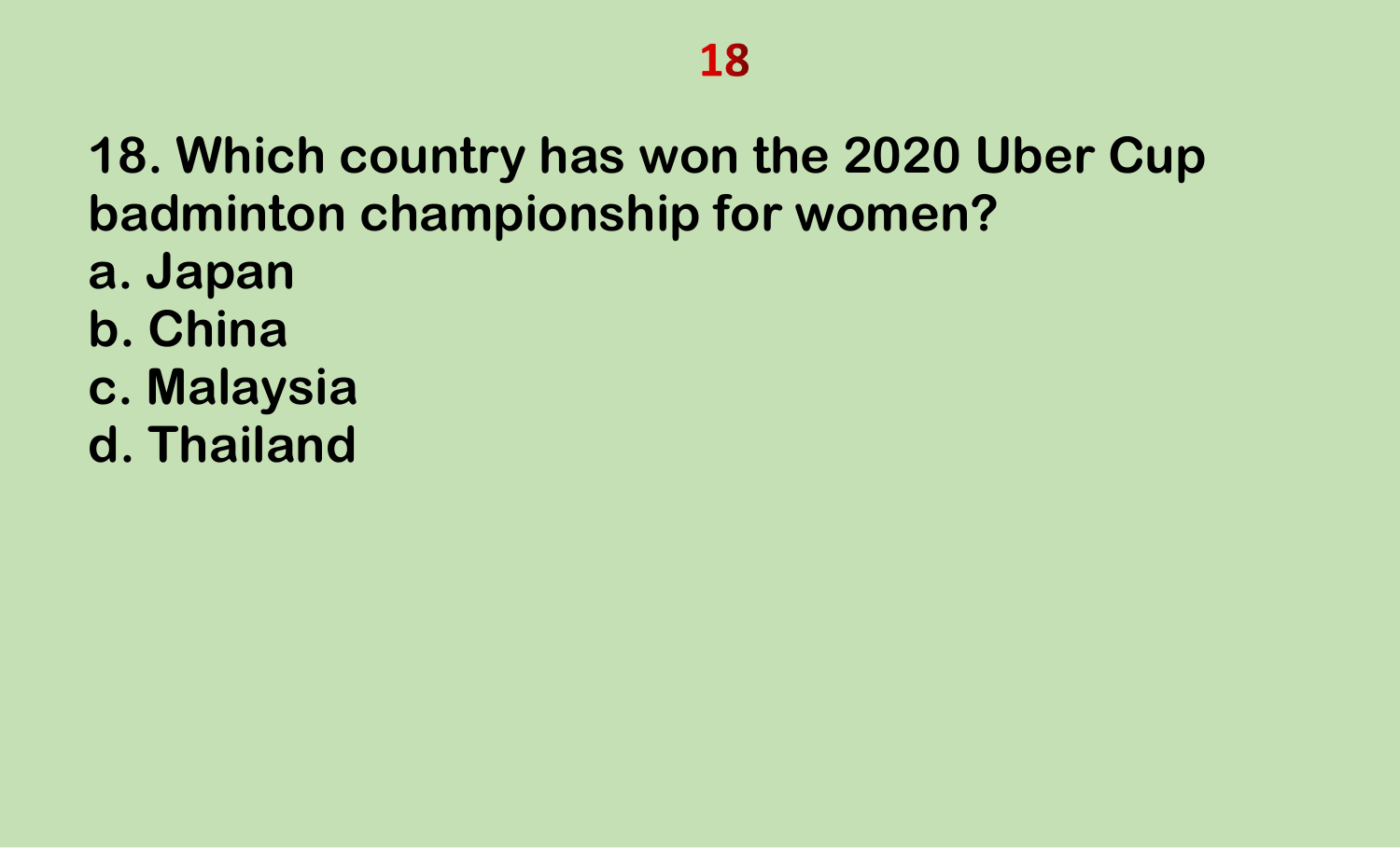**18**

**18. Which country has won the 2020 Uber Cup badminton championship for women?**

**a. Japan**
**b. China**
**c. Malaysia**
**d. Thailand**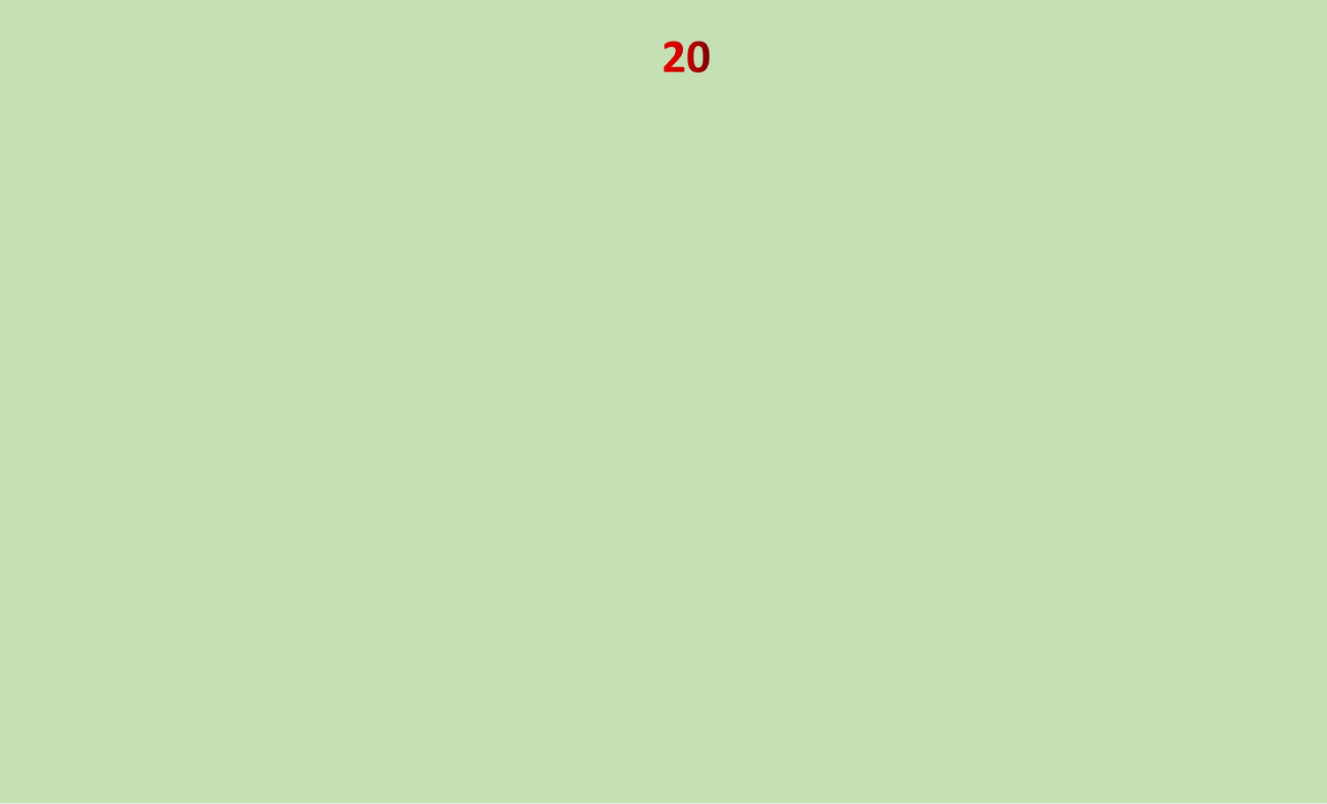**20**